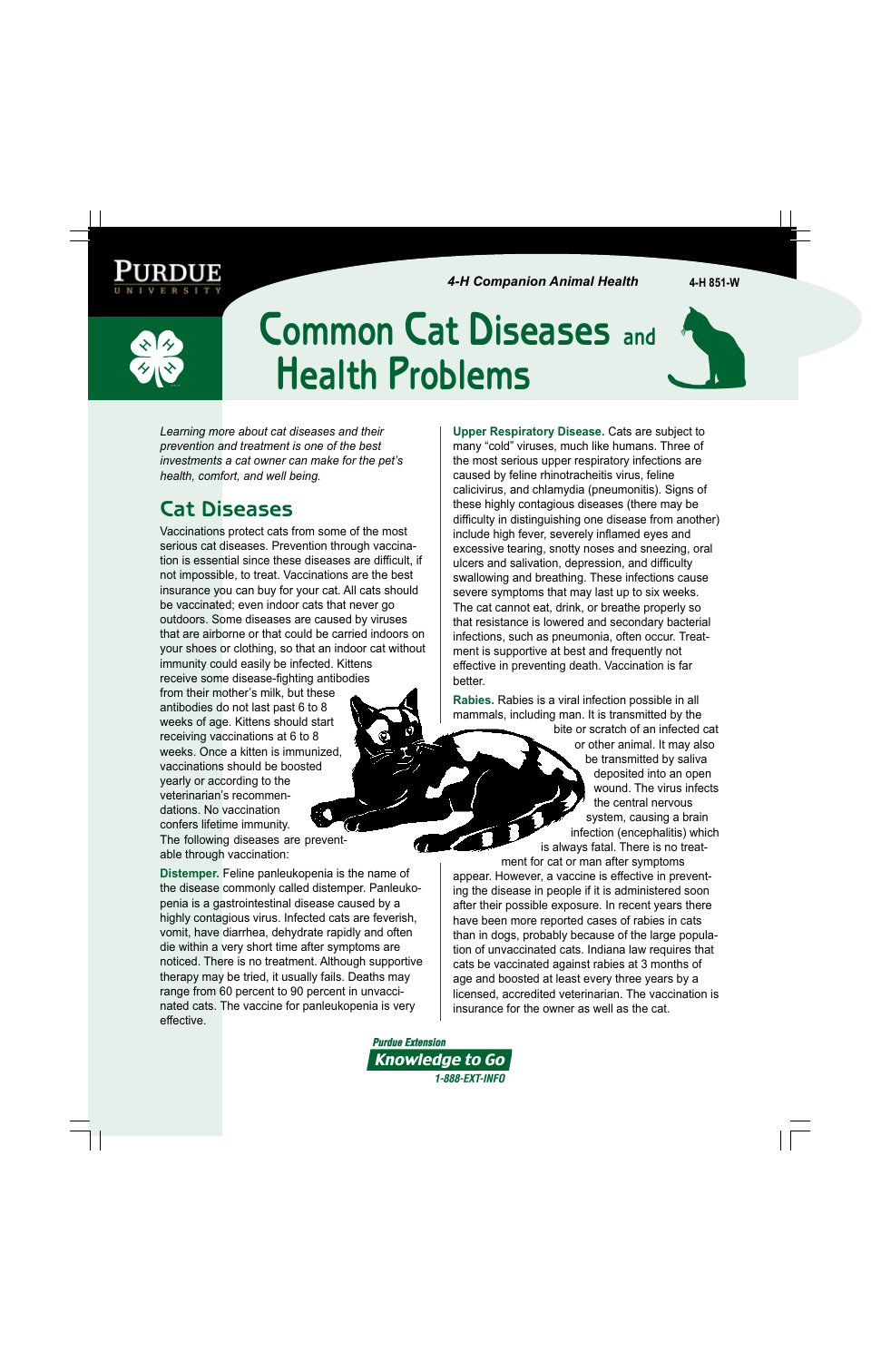4-H Companion Animal Health

4-H 851-W

# Common Cat Diseases and Health Problems

*Learning more about cat diseases and their prevention and treatment is one of the best investments a cat owner can make for the pet's health, comfort, and well being.*

## Cat Diseases

Vaccinations protect cats from some of the most serious cat diseases. Prevention through vaccination is essential since these diseases are difficult, if not impossible, to treat. Vaccinations are the best insurance you can buy for your cat. All cats should be vaccinated; even indoor cats that never go outdoors. Some diseases are caused by viruses that are airborne or that could be carried indoors on your shoes or clothing, so that an indoor cat without immunity could easily be infected. Kittens receive some disease-fighting antibodies from their mother's milk, but these antibodies do not last past 6 to 8 weeks of age. Kittens should start receiving vaccinations at 6 to 8 weeks. Once a kitten is immunized, vaccinations should be boosted yearly or according to the veterinarian's recommendations. No vaccination confers lifetime immunity. The following diseases are preventable through vaccination:

**Distemper.** Feline panleukopenia is the name of the disease commonly called distemper. Panleukopenia is a gastrointestinal disease caused by a highly contagious virus. Infected cats are feverish, vomit, have diarrhea, dehydrate rapidly and often die within a very short time after symptoms are noticed. There is no treatment. Although supportive therapy may be tried, it usually fails. Deaths may range from 60 percent to 90 percent in unvaccinated cats. The vaccine for panleukopenia is very effective.

**Upper Respiratory Disease.** Cats are subject to many "cold" viruses, much like humans. Three of the most serious upper respiratory infections are caused by feline rhinotracheitis virus, feline calicivirus, and chlamydia (pneumonitis). Signs of these highly contagious diseases (there may be difficulty in distinguishing one disease from another) include high fever, severely inflamed eyes and excessive tearing, snotty noses and sneezing, oral ulcers and salivation, depression, and difficulty swallowing and breathing. These infections cause severe symptoms that may last up to six weeks. The cat cannot eat, drink, or breathe properly so that resistance is lowered and secondary bacterial infections, such as pneumonia, often occur. Treatment is supportive at best and frequently not effective in preventing death. Vaccination is far better.

**Rabies.** Rabies is a viral infection possible in all mammals, including man. It is transmitted by the bite or scratch of an infected cat or other animal. It may also be transmitted by saliva deposited into an open wound. The virus infects the central nervous system, causing a brain infection (encephalitis) which is always fatal. There is no treatment for cat or man after symptoms appear. However, a vaccine is effective in preventing the disease in people if it is administered soon after their possible exposure. In recent years there have been more reported cases of rabies in cats than in dogs, probably because of the large population of unvaccinated cats. Indiana law requires that cats be vaccinated against rabies at 3 months of age and boosted at least every three years by a licensed, accredited veterinarian. The vaccination is insurance for the owner as well as the cat.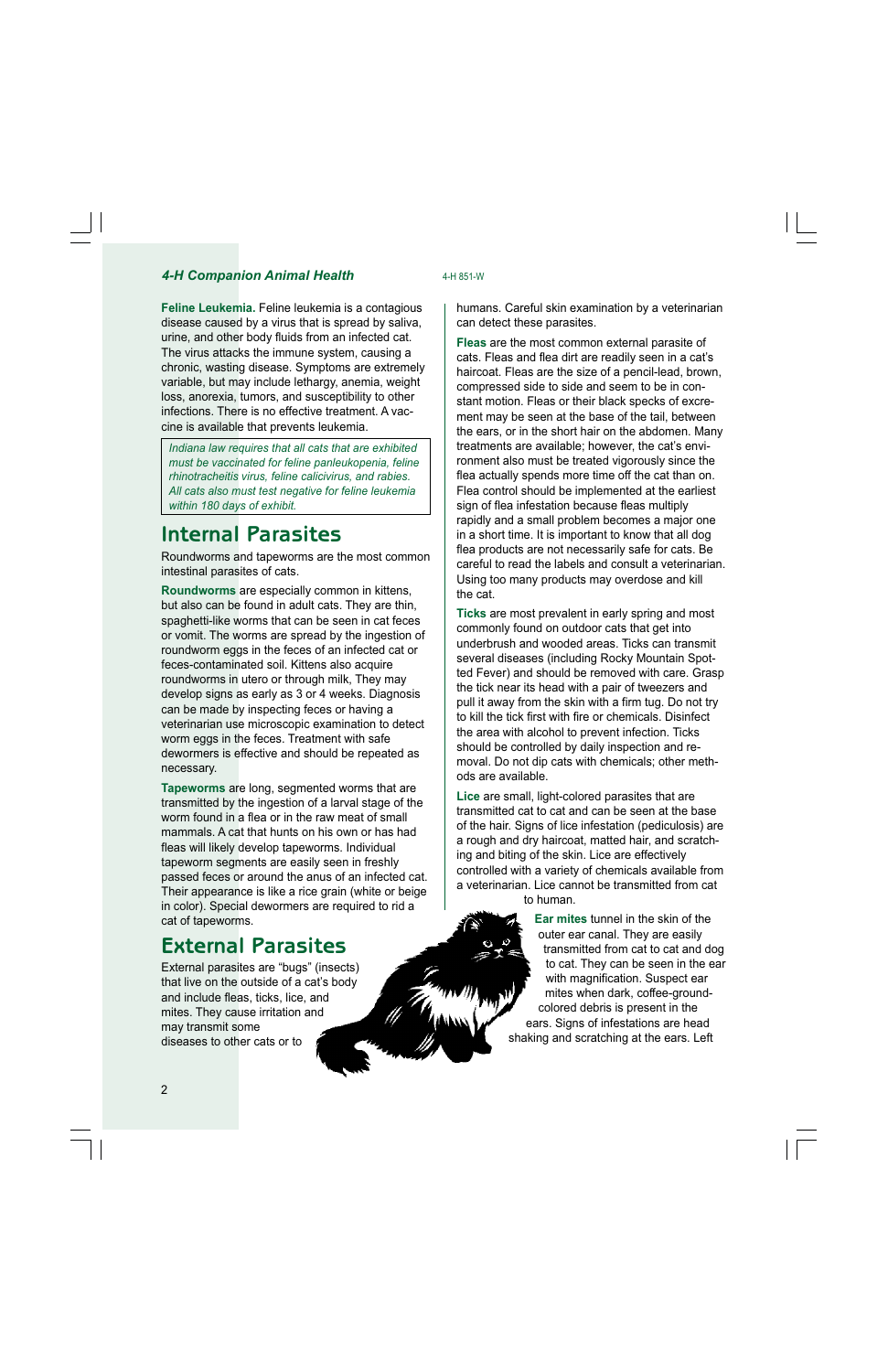**Feline Leukemia.** Feline leukemia is a contagious disease caused by a virus that is spread by saliva, urine, and other body fluids from an infected cat. The virus attacks the immune system, causing a chronic, wasting disease. Symptoms are extremely variable, but may include lethargy, anemia, weight loss, anorexia, tumors, and susceptibility to other infections. There is no effective treatment. A vaccine is available that prevents leukemia.

*Indiana law requires that all cats that are exhibited must be vaccinated for feline panleukopenia, feline rhinotracheitis virus, feline calicivirus, and rabies. All cats also must test negative for feline leukemia within 180 days of exhibit.*

## Internal Parasites

Roundworms and tapeworms are the most common intestinal parasites of cats.

**Roundworms** are especially common in kittens, but also can be found in adult cats. They are thin, spaghetti-like worms that can be seen in cat feces or vomit. The worms are spread by the ingestion of roundworm eggs in the feces of an infected cat or feces-contaminated soil. Kittens also acquire roundworms in utero or through milk, They may develop signs as early as 3 or 4 weeks. Diagnosis can be made by inspecting feces or having a veterinarian use microscopic examination to detect worm eggs in the feces. Treatment with safe dewormers is effective and should be repeated as necessary.

**Tapeworms** are long, segmented worms that are transmitted by the ingestion of a larval stage of the worm found in a flea or in the raw meat of small mammals. A cat that hunts on his own or has had fleas will likely develop tapeworms. Individual tapeworm segments are easily seen in freshly passed feces or around the anus of an infected cat. Their appearance is like a rice grain (white or beige in color). Special dewormers are required to rid a cat of tapeworms.

## External Parasites

External parasites are "bugs" (insects) that live on the outside of a cat's body and include fleas, ticks, lice, and mites. They cause irritation and may transmit some diseases to other cats or to humans. Careful skin examination by a veterinarian can detect these parasites.

**Fleas** are the most common external parasite of cats. Fleas and flea dirt are readily seen in a cat's haircoat. Fleas are the size of a pencil-lead, brown, compressed side to side and seem to be in constant motion. Fleas or their black specks of excrement may be seen at the base of the tail, between the ears, or in the short hair on the abdomen. Many treatments are available; however, the cat's environment also must be treated vigorously since the flea actually spends more time off the cat than on. Flea control should be implemented at the earliest sign of flea infestation because fleas multiply rapidly and a small problem becomes a major one in a short time. It is important to know that all dog flea products are not necessarily safe for cats. Be careful to read the labels and consult a veterinarian. Using too many products may overdose and kill the cat.

**Ticks** are most prevalent in early spring and most commonly found on outdoor cats that get into underbrush and wooded areas. Ticks can transmit several diseases (including Rocky Mountain Spotted Fever) and should be removed with care. Grasp the tick near its head with a pair of tweezers and pull it away from the skin with a firm tug. Do not try to kill the tick first with fire or chemicals. Disinfect the area with alcohol to prevent infection. Ticks should be controlled by daily inspection and removal. Do not dip cats with chemicals; other methods are available.

**Lice** are small, light-colored parasites that are transmitted cat to cat and can be seen at the base of the hair. Signs of lice infestation (pediculosis) are a rough and dry haircoat, matted hair, and scratching and biting of the skin. Lice are effectively controlled with a variety of chemicals available from a veterinarian. Lice cannot be transmitted from cat to human.

**Ear mites** tunnel in the skin of the outer ear canal. They are easily transmitted from cat to cat and dog to cat. They can be seen in the ear with magnification. Suspect ear mites when dark, coffee-ground-colored debris is present in the ears. Signs of infestations are head shaking and scratching at the ears. Left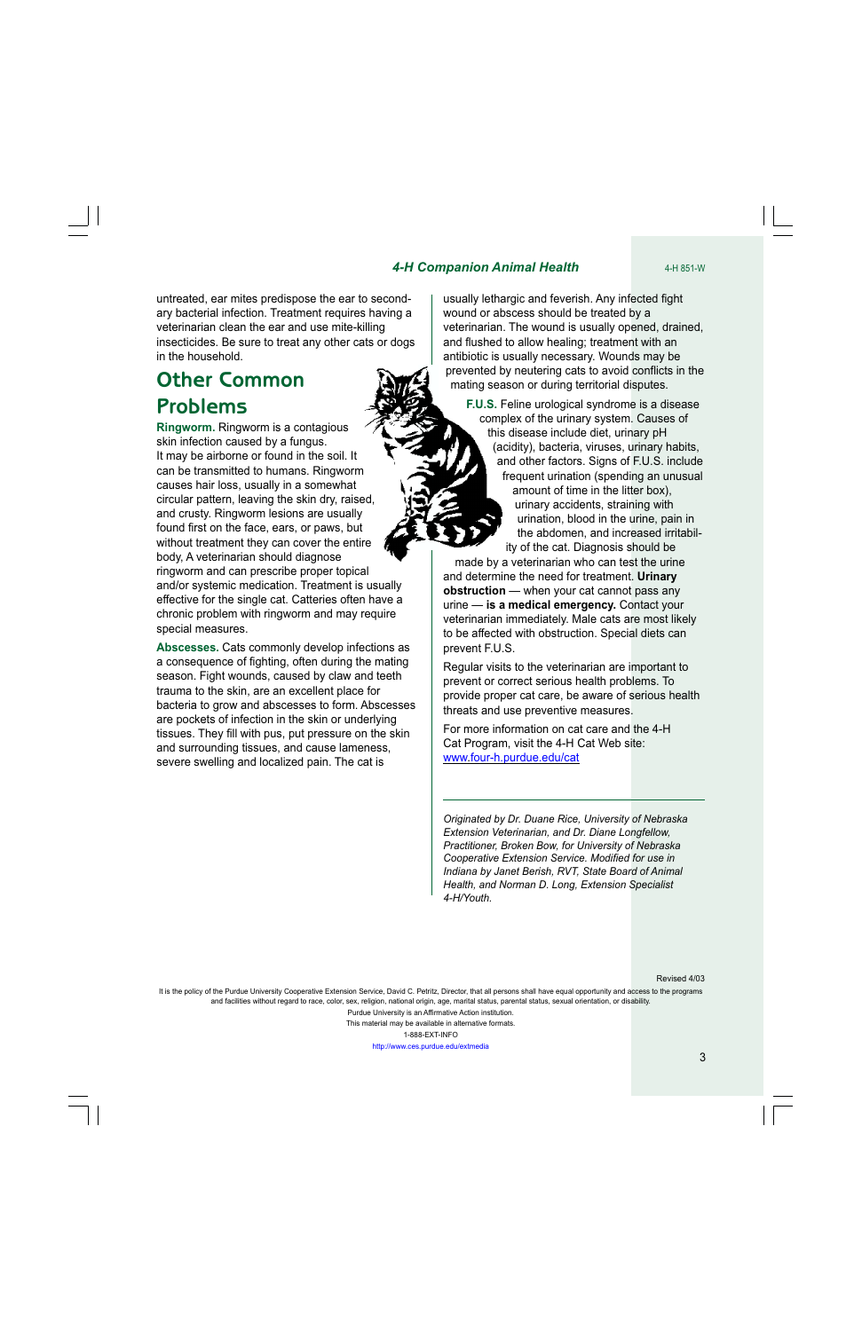untreated, ear mites predispose the ear to secondary bacterial infection. Treatment requires having a veterinarian clean the ear and use mite-killing insecticides. Be sure to treat any other cats or dogs in the household.

## Other Common Problems

**Ringworm.** Ringworm is a contagious skin infection caused by a fungus. It may be airborne or found in the soil. It can be transmitted to humans. Ringworm causes hair loss, usually in a somewhat circular pattern, leaving the skin dry, raised, and crusty. Ringworm lesions are usually found first on the face, ears, or paws, but without treatment they can cover the entire body, A veterinarian should diagnose ringworm and can prescribe proper topical and/or systemic medication. Treatment is usually effective for the single cat. Catteries often have a chronic problem with ringworm and may require special measures.

**Abscesses.** Cats commonly develop infections as a consequence of fighting, often during the mating season. Fight wounds, caused by claw and teeth trauma to the skin, are an excellent place for bacteria to grow and abscesses to form. Abscesses are pockets of infection in the skin or underlying tissues. They fill with pus, put pressure on the skin and surrounding tissues, and cause lameness, severe swelling and localized pain. The cat is usually lethargic and feverish. Any infected fight wound or abscess should be treated by a veterinarian. The wound is usually opened, drained, and flushed to allow healing; treatment with an antibiotic is usually necessary. Wounds may be prevented by neutering cats to avoid conflicts in the mating season or during territorial disputes.

**F.U.S.** Feline urological syndrome is a disease complex of the urinary system. Causes of this disease include diet, urinary pH (acidity), bacteria, viruses, urinary habits, and other factors. Signs of F.U.S. include frequent urination (spending an unusual amount of time in the litter box), urinary accidents, straining with urination, blood in the urine, pain in the abdomen, and increased irritability of the cat. Diagnosis should be made by a veterinarian who can test the urine and determine the need for treatment. **Urinary obstruction** — when your cat cannot pass any urine — **is a medical emergency.** Contact your veterinarian immediately. Male cats are most likely to be affected with obstruction. Special diets can prevent F.U.S.

Regular visits to the veterinarian are important to prevent or correct serious health problems. To provide proper cat care, be aware of serious health threats and use preventive measures.

For more information on cat care and the 4-H Cat Program, visit the 4-H Cat Web site: www.four-h.purdue.edu/cat

---

*Originated by Dr. Duane Rice, University of Nebraska Extension Veterinarian, and Dr. Diane Longfellow, Practitioner, Broken Bow, for University of Nebraska Cooperative Extension Service. Modified for use in Indiana by Janet Berish, RVT, State Board of Animal Health, and Norman D. Long, Extension Specialist 4-H/Youth.*

Revised 4/03

It is the policy of the Purdue University Cooperative Extension Service, David C. Petritz, Director, that all persons shall have equal opportunity and access to the programs and facilities without regard to race, color, sex, religion, national origin, age, marital status, parental status, sexual orientation, or disability.

Purdue University is an Affirmative Action institution.

This material may be available in alternative formats.

1-888-EXT-INFO

http://www.ces.purdue.edu/extmedia